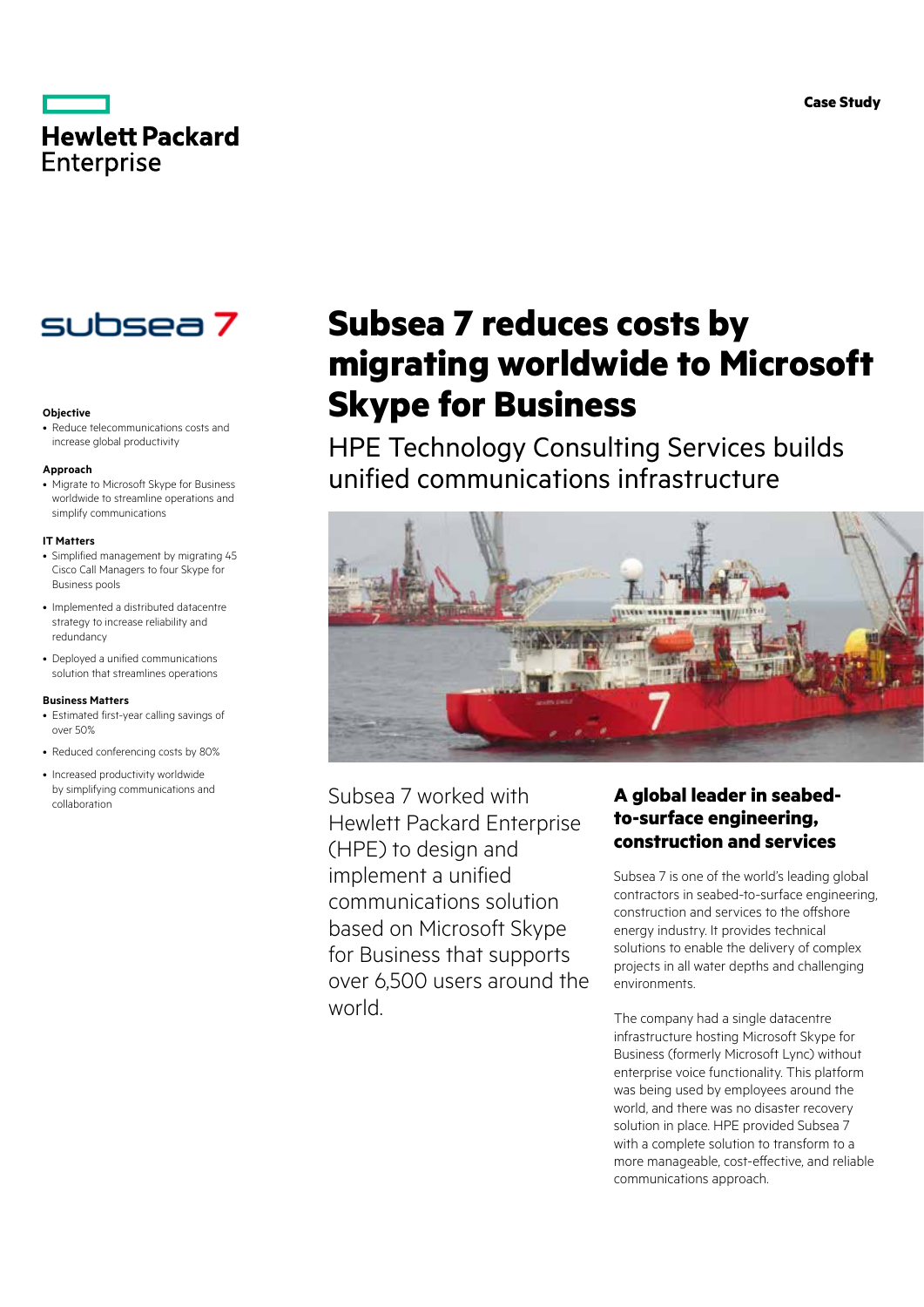Case Study

# Subsea 7 reduces costs by migrating worldwide to Microsoft Skype for Business

## HPE Technology Consulting Services builds unified communications infrastructure

**Objective**
- Reduce telecommunications costs and increase global productivity

**Approach**
- Migrate to Microsoft Skype for Business worldwide to streamline operations and simplify communications

**IT Matters**
- Simplified management by migrating 45 Cisco Call Managers to four Skype for Business pools
- Implemented a distributed datacentre strategy to increase reliability and redundancy
- Deployed a unified communications solution that streamlines operations

**Business Matters**
- Estimated first-year calling savings of over 50%
- Reduced conferencing costs by 80%
- Increased productivity worldwide by simplifying communications and collaboration

Subsea 7 worked with Hewlett Packard Enterprise (HPE) to design and implement a unified communications solution based on Microsoft Skype for Business that supports over 6,500 users around the world.

### A global leader in seabed-to-surface engineering, construction and services

Subsea 7 is one of the world's leading global contractors in seabed-to-surface engineering, construction and services to the offshore energy industry. It provides technical solutions to enable the delivery of complex projects in all water depths and challenging environments.

The company had a single datacentre infrastructure hosting Microsoft Skype for Business (formerly Microsoft Lync) without enterprise voice functionality. This platform was being used by employees around the world, and there was no disaster recovery solution in place. HPE provided Subsea 7 with a complete solution to transform to a more manageable, cost-effective, and reliable communications approach.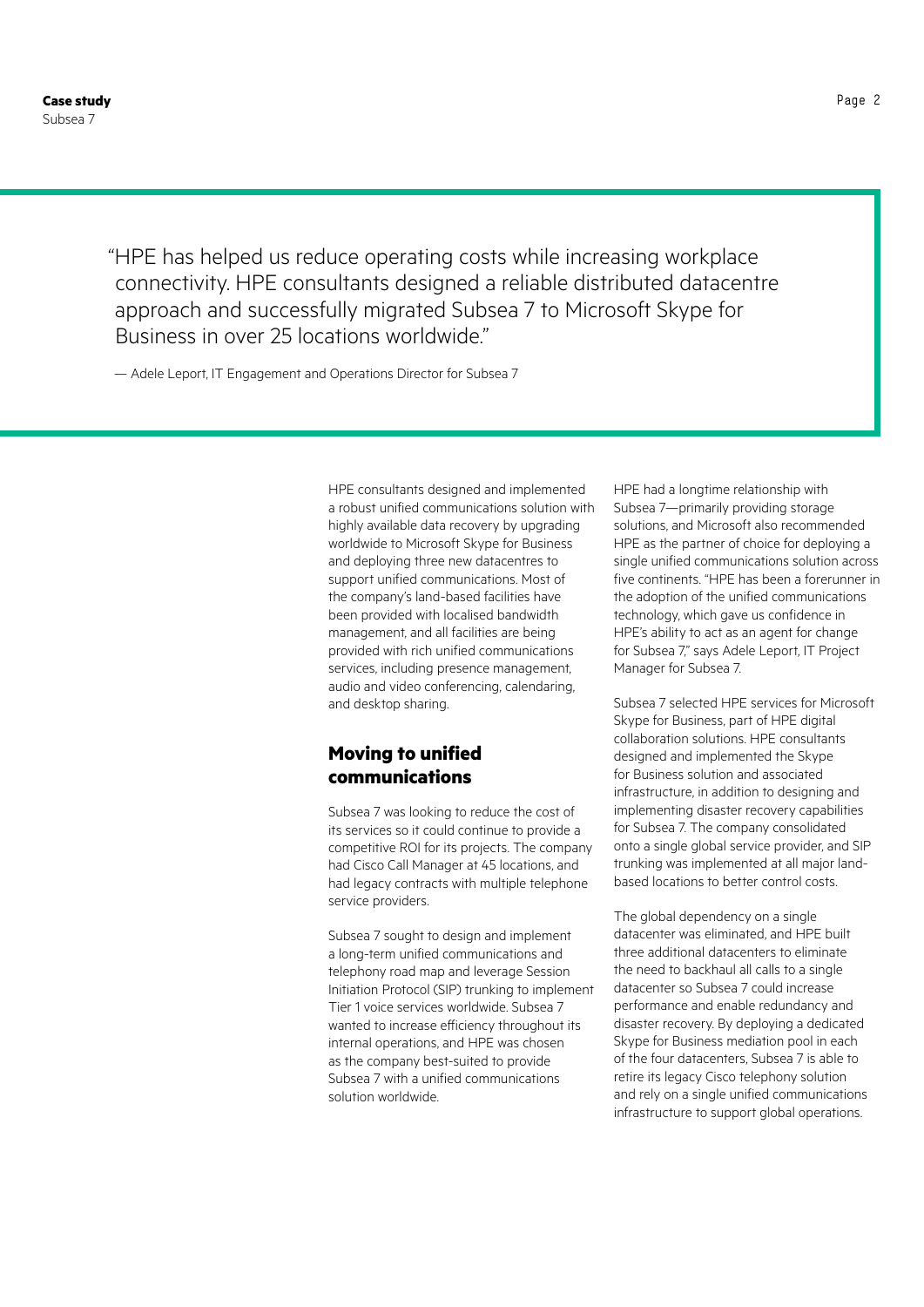> "HPE has helped us reduce operating costs while increasing workplace connectivity. HPE consultants designed a reliable distributed datacentre approach and successfully migrated Subsea 7 to Microsoft Skype for Business in over 25 locations worldwide."
>
> — Adele Leport, IT Engagement and Operations Director for Subsea 7

HPE consultants designed and implemented a robust unified communications solution with highly available data recovery by upgrading worldwide to Microsoft Skype for Business and deploying three new datacentres to support unified communications. Most of the company's land-based facilities have been provided with localised bandwidth management, and all facilities are being provided with rich unified communications services, including presence management, audio and video conferencing, calendaring, and desktop sharing.

## Moving to unified communications

Subsea 7 was looking to reduce the cost of its services so it could continue to provide a competitive ROI for its projects. The company had Cisco Call Manager at 45 locations, and had legacy contracts with multiple telephone service providers.

Subsea 7 sought to design and implement a long-term unified communications and telephony road map and leverage Session Initiation Protocol (SIP) trunking to implement Tier 1 voice services worldwide. Subsea 7 wanted to increase efficiency throughout its internal operations, and HPE was chosen as the company best-suited to provide Subsea 7 with a unified communications solution worldwide.

HPE had a longtime relationship with Subsea 7—primarily providing storage solutions, and Microsoft also recommended HPE as the partner of choice for deploying a single unified communications solution across five continents. "HPE has been a forerunner in the adoption of the unified communications technology, which gave us confidence in HPE's ability to act as an agent for change for Subsea 7," says Adele Leport, IT Project Manager for Subsea 7.

Subsea 7 selected HPE services for Microsoft Skype for Business, part of HPE digital collaboration solutions. HPE consultants designed and implemented the Skype for Business solution and associated infrastructure, in addition to designing and implementing disaster recovery capabilities for Subsea 7. The company consolidated onto a single global service provider, and SIP trunking was implemented at all major land-based locations to better control costs.

The global dependency on a single datacenter was eliminated, and HPE built three additional datacenters to eliminate the need to backhaul all calls to a single datacenter so Subsea 7 could increase performance and enable redundancy and disaster recovery. By deploying a dedicated Skype for Business mediation pool in each of the four datacenters, Subsea 7 is able to retire its legacy Cisco telephony solution and rely on a single unified communications infrastructure to support global operations.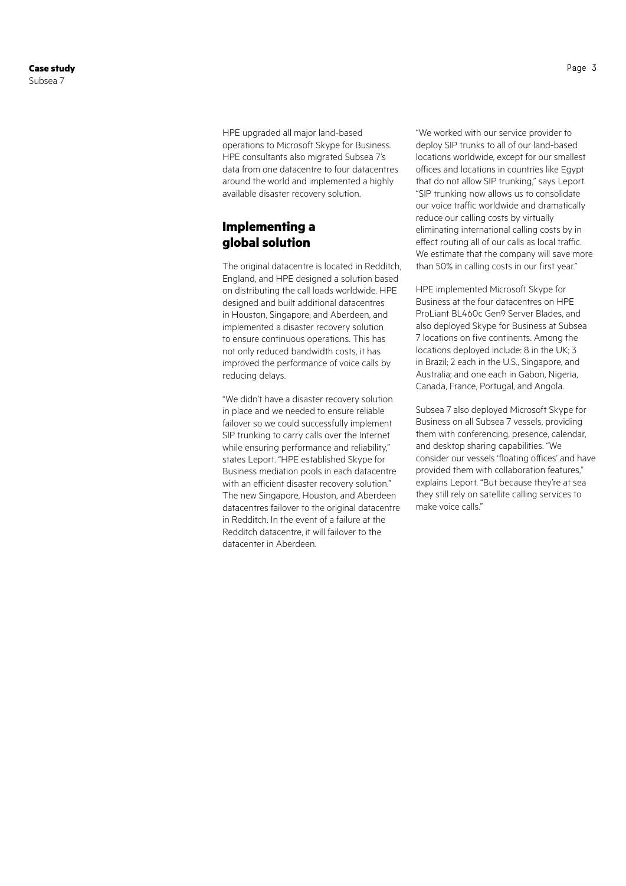HPE upgraded all major land-based operations to Microsoft Skype for Business. HPE consultants also migrated Subsea 7's data from one datacentre to four datacentres around the world and implemented a highly available disaster recovery solution.

## Implementing a global solution

The original datacentre is located in Redditch, England, and HPE designed a solution based on distributing the call loads worldwide. HPE designed and built additional datacentres in Houston, Singapore, and Aberdeen, and implemented a disaster recovery solution to ensure continuous operations. This has not only reduced bandwidth costs, it has improved the performance of voice calls by reducing delays.

"We didn't have a disaster recovery solution in place and we needed to ensure reliable failover so we could successfully implement SIP trunking to carry calls over the Internet while ensuring performance and reliability," states Leport. "HPE established Skype for Business mediation pools in each datacentre with an efficient disaster recovery solution." The new Singapore, Houston, and Aberdeen datacentres failover to the original datacentre in Redditch. In the event of a failure at the Redditch datacentre, it will failover to the datacenter in Aberdeen.

"We worked with our service provider to deploy SIP trunks to all of our land-based locations worldwide, except for our smallest offices and locations in countries like Egypt that do not allow SIP trunking," says Leport. "SIP trunking now allows us to consolidate our voice traffic worldwide and dramatically reduce our calling costs by virtually eliminating international calling costs by in effect routing all of our calls as local traffic. We estimate that the company will save more than 50% in calling costs in our first year."

HPE implemented Microsoft Skype for Business at the four datacentres on HPE ProLiant BL460c Gen9 Server Blades, and also deployed Skype for Business at Subsea 7 locations on five continents. Among the locations deployed include: 8 in the UK; 3 in Brazil; 2 each in the U.S., Singapore, and Australia; and one each in Gabon, Nigeria, Canada, France, Portugal, and Angola.

Subsea 7 also deployed Microsoft Skype for Business on all Subsea 7 vessels, providing them with conferencing, presence, calendar, and desktop sharing capabilities. "We consider our vessels 'floating offices' and have provided them with collaboration features," explains Leport. "But because they're at sea they still rely on satellite calling services to make voice calls."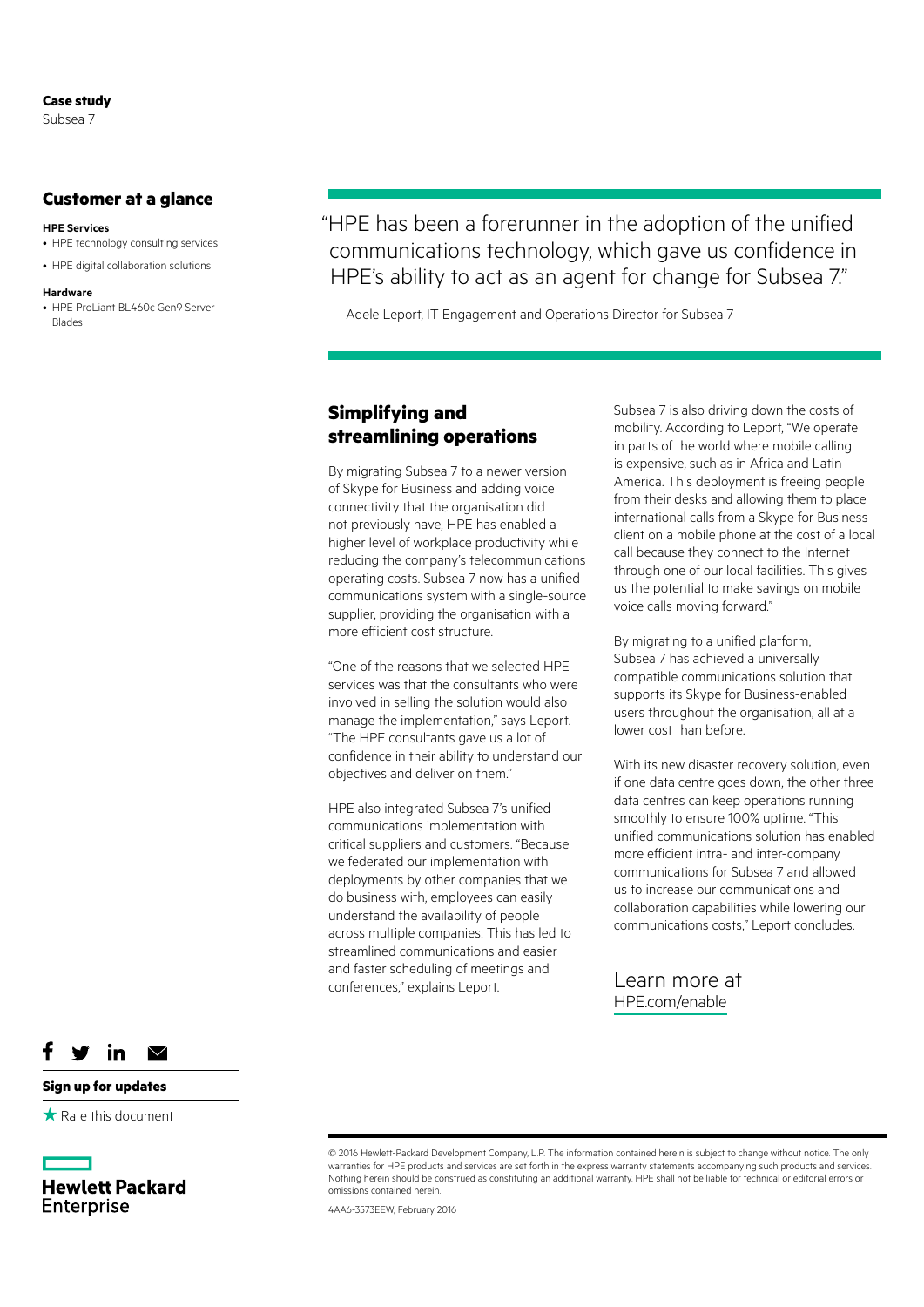**Case study**
Subsea 7

## Customer at a glance

**HPE Services**

- HPE technology consulting services
- HPE digital collaboration solutions

**Hardware**

- HPE ProLiant BL460c Gen9 Server Blades

"HPE has been a forerunner in the adoption of the unified communications technology, which gave us confidence in HPE's ability to act as an agent for change for Subsea 7."

— Adele Leport, IT Engagement and Operations Director for Subsea 7

## Simplifying and streamlining operations

By migrating Subsea 7 to a newer version of Skype for Business and adding voice connectivity that the organisation did not previously have, HPE has enabled a higher level of workplace productivity while reducing the company's telecommunications operating costs. Subsea 7 now has a unified communications system with a single-source supplier, providing the organisation with a more efficient cost structure.

"One of the reasons that we selected HPE services was that the consultants who were involved in selling the solution would also manage the implementation," says Leport. "The HPE consultants gave us a lot of confidence in their ability to understand our objectives and deliver on them."

HPE also integrated Subsea 7's unified communications implementation with critical suppliers and customers. "Because we federated our implementation with deployments by other companies that we do business with, employees can easily understand the availability of people across multiple companies. This has led to streamlined communications and easier and faster scheduling of meetings and conferences," explains Leport.

Subsea 7 is also driving down the costs of mobility. According to Leport, "We operate in parts of the world where mobile calling is expensive, such as in Africa and Latin America. This deployment is freeing people from their desks and allowing them to place international calls from a Skype for Business client on a mobile phone at the cost of a local call because they connect to the Internet through one of our local facilities. This gives us the potential to make savings on mobile voice calls moving forward."

By migrating to a unified platform, Subsea 7 has achieved a universally compatible communications solution that supports its Skype for Business-enabled users throughout the organisation, all at a lower cost than before.

With its new disaster recovery solution, even if one data centre goes down, the other three data centres can keep operations running smoothly to ensure 100% uptime. "This unified communications solution has enabled more efficient intra- and inter-company communications for Subsea 7 and allowed us to increase our communications and collaboration capabilities while lowering our communications costs," Leport concludes.

Learn more at
HPE.com/enable

Sign up for updates

Rate this document

Hewlett Packard Enterprise

© 2016 Hewlett-Packard Development Company, L.P. The information contained herein is subject to change without notice. The only warranties for HPE products and services are set forth in the express warranty statements accompanying such products and services. Nothing herein should be construed as constituting an additional warranty. HPE shall not be liable for technical or editorial errors or omissions contained herein.

4AA6-3573EEW, February 2016